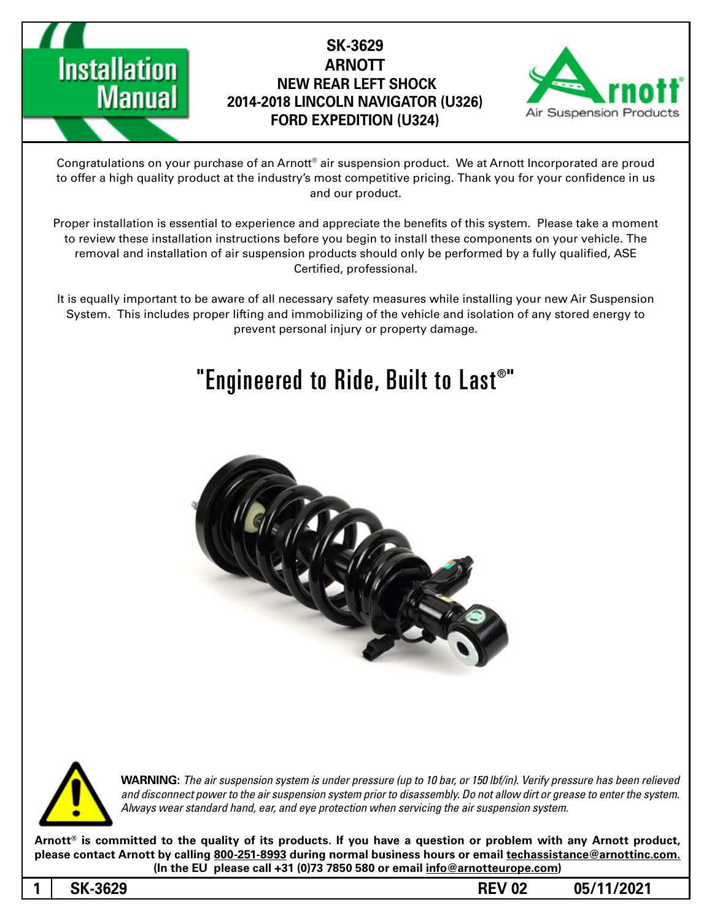# Installation Manual

**SK-3629**
**ARNOTT**
**NEW REAR LEFT SHOCK**
**2014-2018 LINCOLN NAVIGATOR (U326)**
**FORD EXPEDITION (U324)**

Arnott Air Suspension Products

Congratulations on your purchase of an Arnott® air suspension product. We at Arnott Incorporated are proud to offer a high quality product at the industry's most competitive pricing. Thank you for your confidence in us and our product.

Proper installation is essential to experience and appreciate the benefits of this system. Please take a moment to review these installation instructions before you begin to install these components on your vehicle. The removal and installation of air suspension products should only be performed by a fully qualified, ASE Certified, professional.

It is equally important to be aware of all necessary safety measures while installing your new Air Suspension System. This includes proper lifting and immobilizing of the vehicle and isolation of any stored energy to prevent personal injury or property damage.

## "Engineered to Ride, Built to Last®"

**WARNING**: *The air suspension system is under pressure (up to 10 bar, or 150 lbf/in). Verify pressure has been relieved and disconnect power to the air suspension system prior to disassembly. Do not allow dirt or grease to enter the system. Always wear standard hand, ear, and eye protection when servicing the air suspension system.*

**Arnott® is committed to the quality of its products. If you have a question or problem with any Arnott product, please contact Arnott by calling 800-251-8993 during normal business hours or email techassistance@arnottinc.com. (In the EU please call +31 (0)73 7850 580 or email info@arnotteurope.com)**

**SK-3629 REV 02 05/11/2021**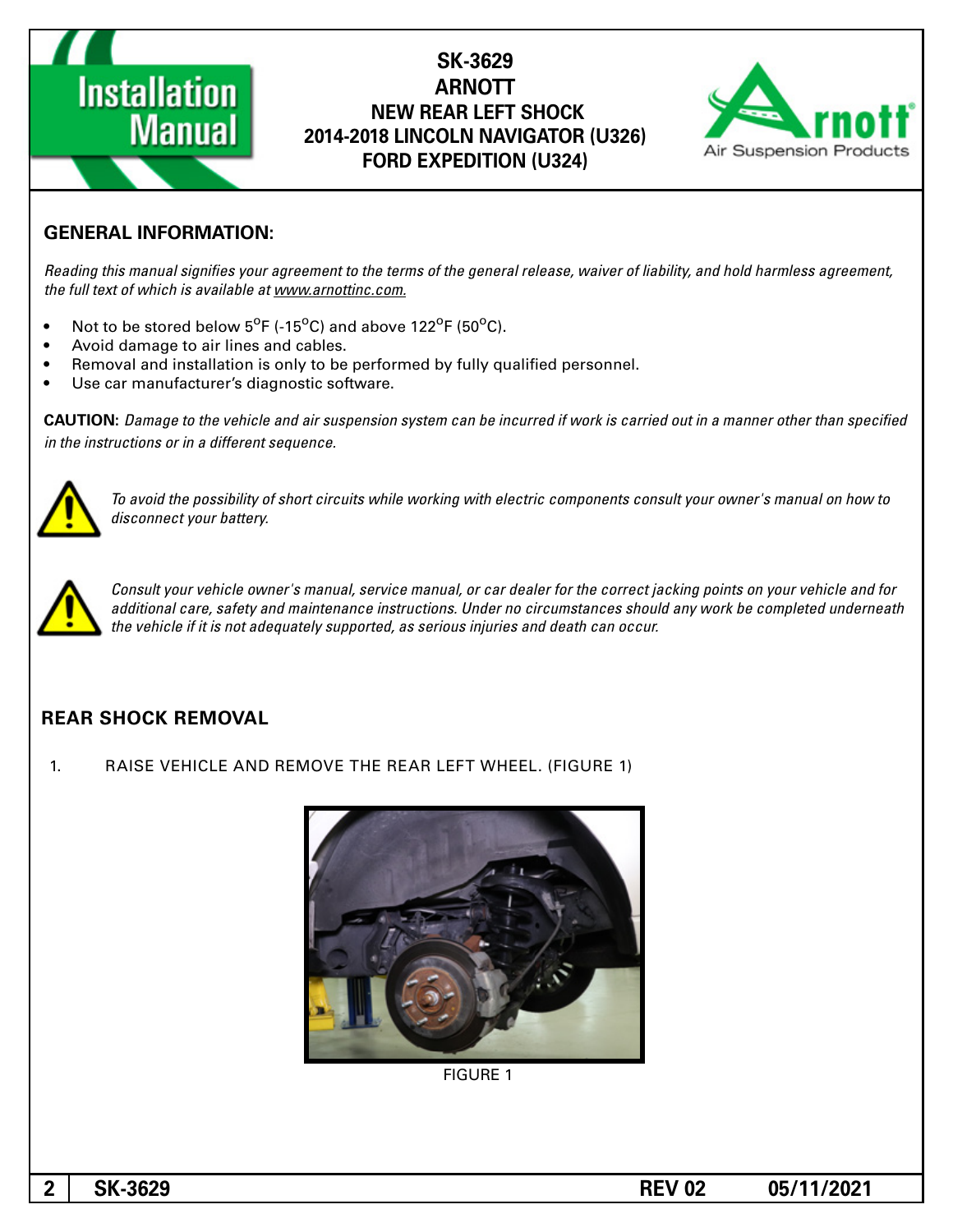# SK-3629
# ARNOTT
# NEW REAR LEFT SHOCK
# 2014-2018 LINCOLN NAVIGATOR (U326)
# FORD EXPEDITION (U324)

## GENERAL INFORMATION:

*Reading this manual signifies your agreement to the terms of the general release, waiver of liability, and hold harmless agreement, the full text of which is available at www.arnottinc.com.*

- Not to be stored below 5°F (-15°C) and above 122°F (50°C).
- Avoid damage to air lines and cables.
- Removal and installation is only to be performed by fully qualified personnel.
- Use car manufacturer's diagnostic software.

**CAUTION:** *Damage to the vehicle and air suspension system can be incurred if work is carried out in a manner other than specified in the instructions or in a different sequence.*

*To avoid the possibility of short circuits while working with electric components consult your owner's manual on how to disconnect your battery.*

*Consult your vehicle owner's manual, service manual, or car dealer for the correct jacking points on your vehicle and for additional care, safety and maintenance instructions. Under no circumstances should any work be completed underneath the vehicle if it is not adequately supported, as serious injuries and death can occur.*

## REAR SHOCK REMOVAL

1. RAISE VEHICLE AND REMOVE THE REAR LEFT WHEEL. (FIGURE 1)

FIGURE 1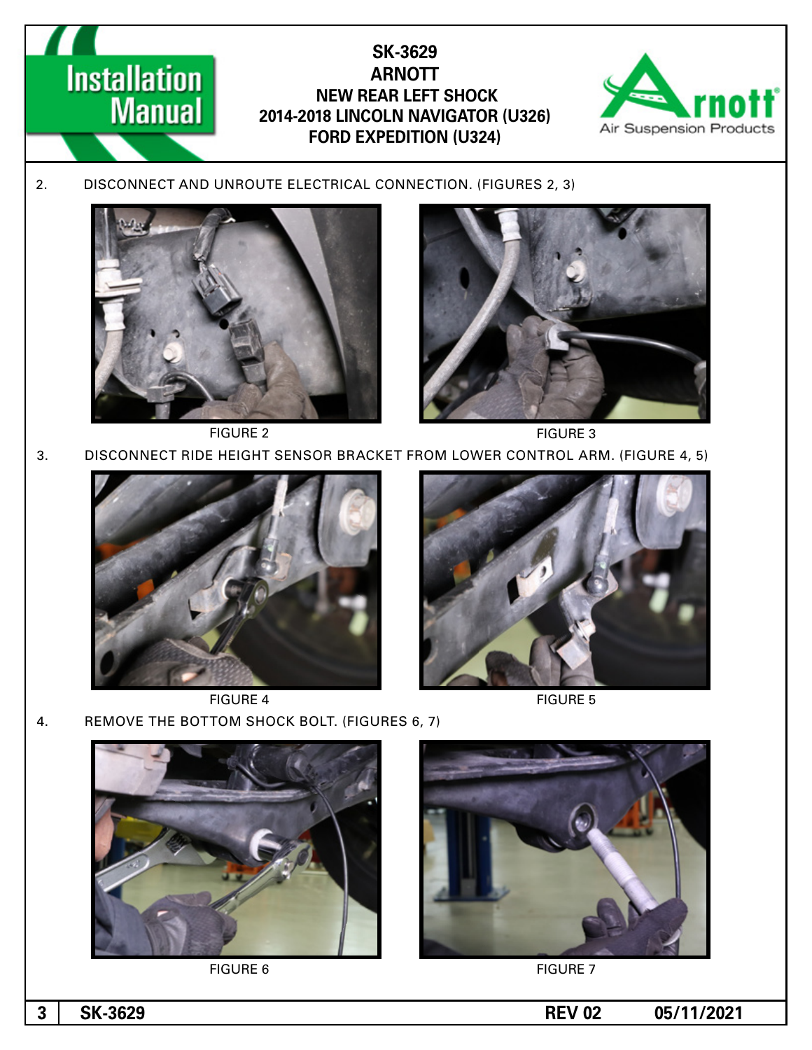2. DISCONNECT AND UNROUTE ELECTRICAL CONNECTION. (FIGURES 2, 3)

FIGURE 2

FIGURE 3

3. DISCONNECT RIDE HEIGHT SENSOR BRACKET FROM LOWER CONTROL ARM. (FIGURE 4, 5)

FIGURE 4

FIGURE 5

4. REMOVE THE BOTTOM SHOCK BOLT. (FIGURES 6, 7)

FIGURE 6

FIGURE 7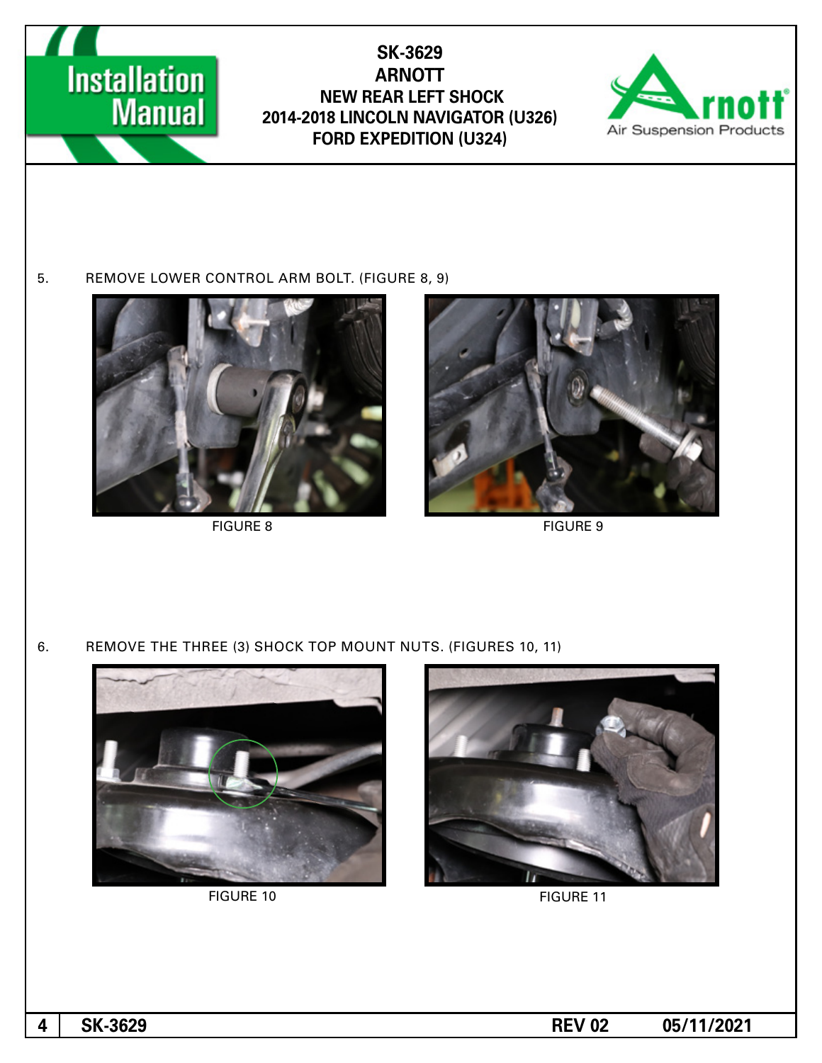5. REMOVE LOWER CONTROL ARM BOLT. (FIGURE 8, 9)

FIGURE 8

FIGURE 9

6. REMOVE THE THREE (3) SHOCK TOP MOUNT NUTS. (FIGURES 10, 11)

FIGURE 10

FIGURE 11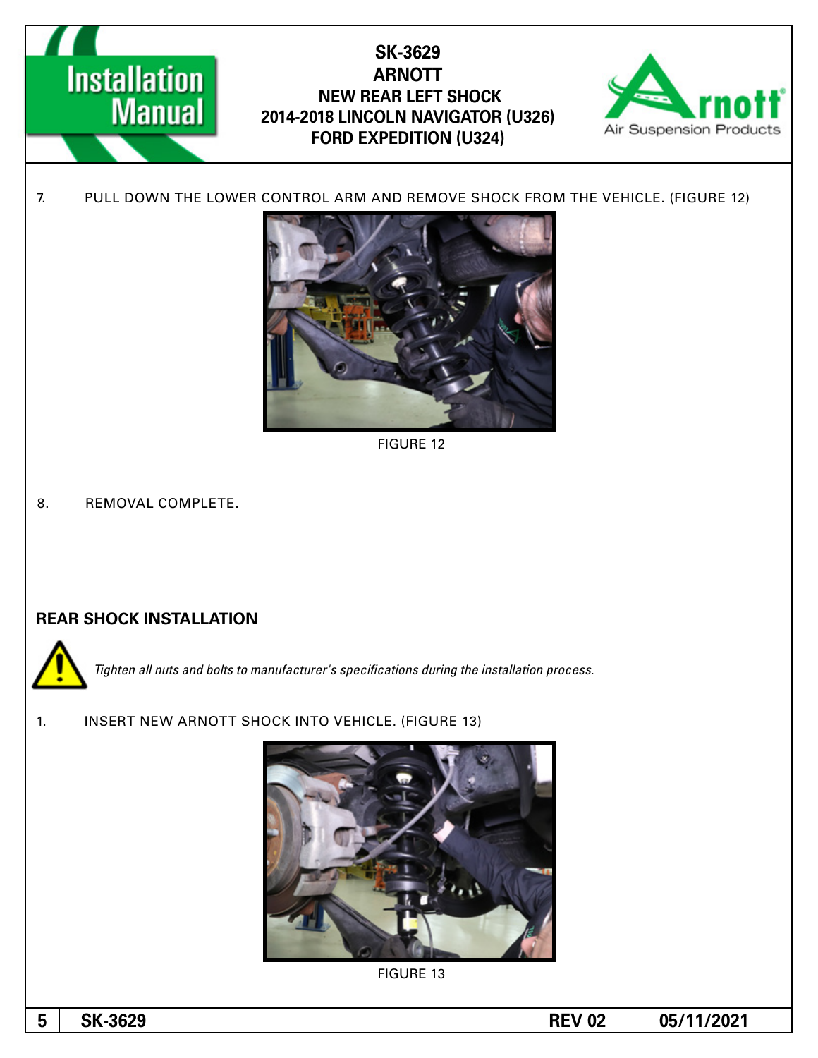7. PULL DOWN THE LOWER CONTROL ARM AND REMOVE SHOCK FROM THE VEHICLE. (FIGURE 12)

FIGURE 12

8. REMOVAL COMPLETE.

## REAR SHOCK INSTALLATION

*Tighten all nuts and bolts to manufacturer's specifications during the installation process.*

1. INSERT NEW ARNOTT SHOCK INTO VEHICLE. (FIGURE 13)

FIGURE 13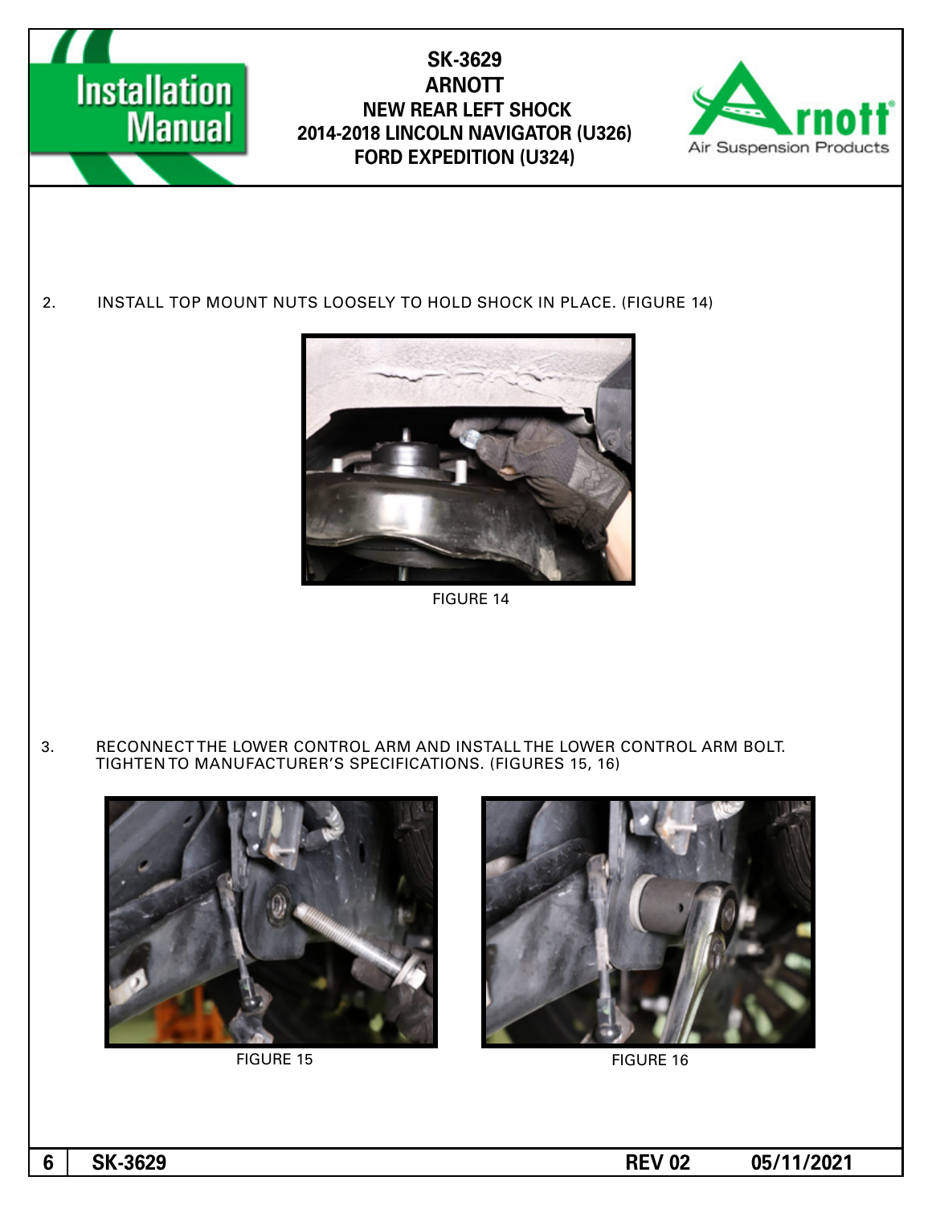2. INSTALL TOP MOUNT NUTS LOOSELY TO HOLD SHOCK IN PLACE. (FIGURE 14)

FIGURE 14

3. RECONNECT THE LOWER CONTROL ARM AND INSTALL THE LOWER CONTROL ARM BOLT. TIGHTEN TO MANUFACTURER'S SPECIFICATIONS. (FIGURES 15, 16)

FIGURE 15

FIGURE 16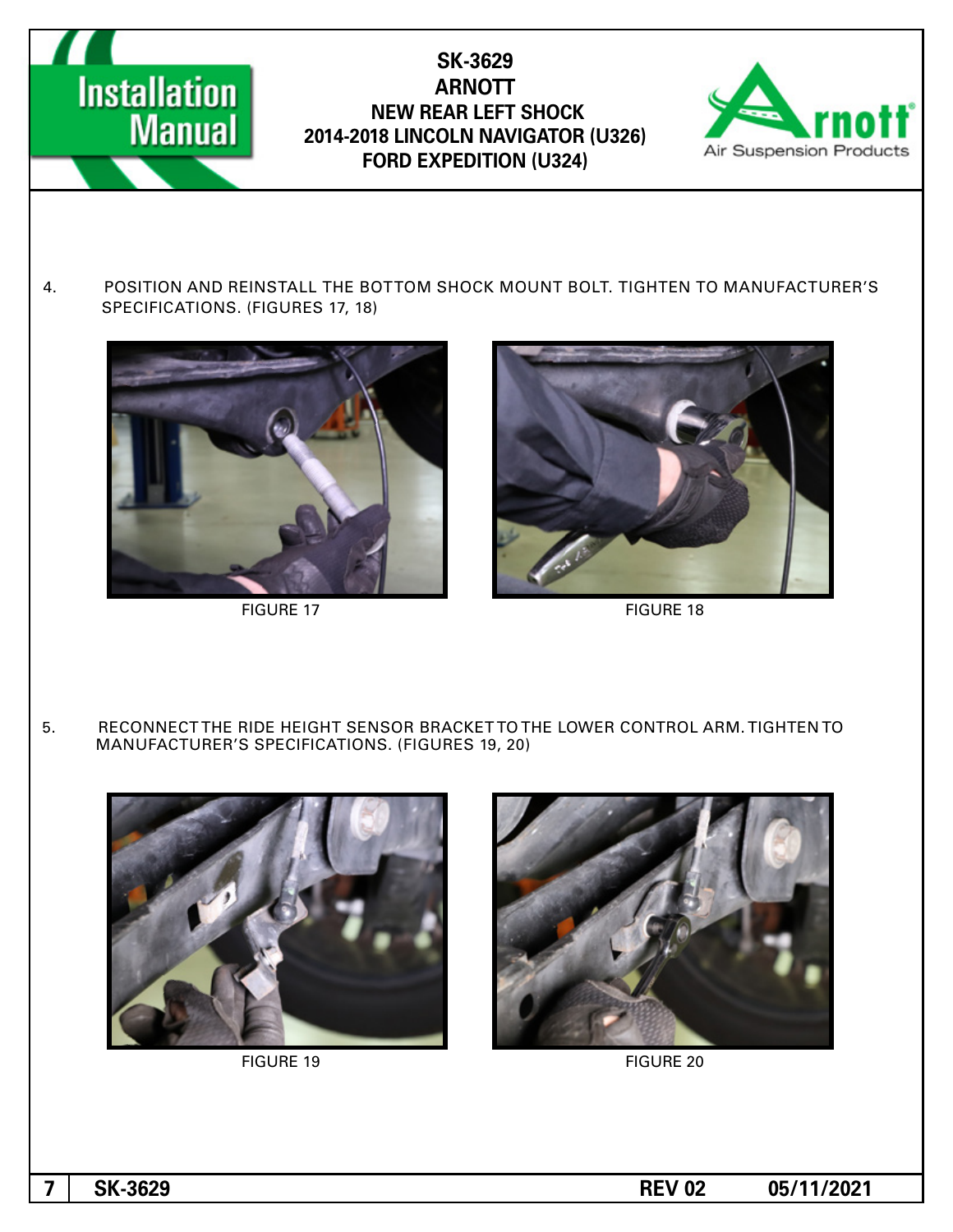4. POSITION AND REINSTALL THE BOTTOM SHOCK MOUNT BOLT. TIGHTEN TO MANUFACTURER'S SPECIFICATIONS. (FIGURES 17, 18)

FIGURE 17

FIGURE 18

5. RECONNECT THE RIDE HEIGHT SENSOR BRACKET TO THE LOWER CONTROL ARM. TIGHTEN TO MANUFACTURER'S SPECIFICATIONS. (FIGURES 19, 20)

FIGURE 19

FIGURE 20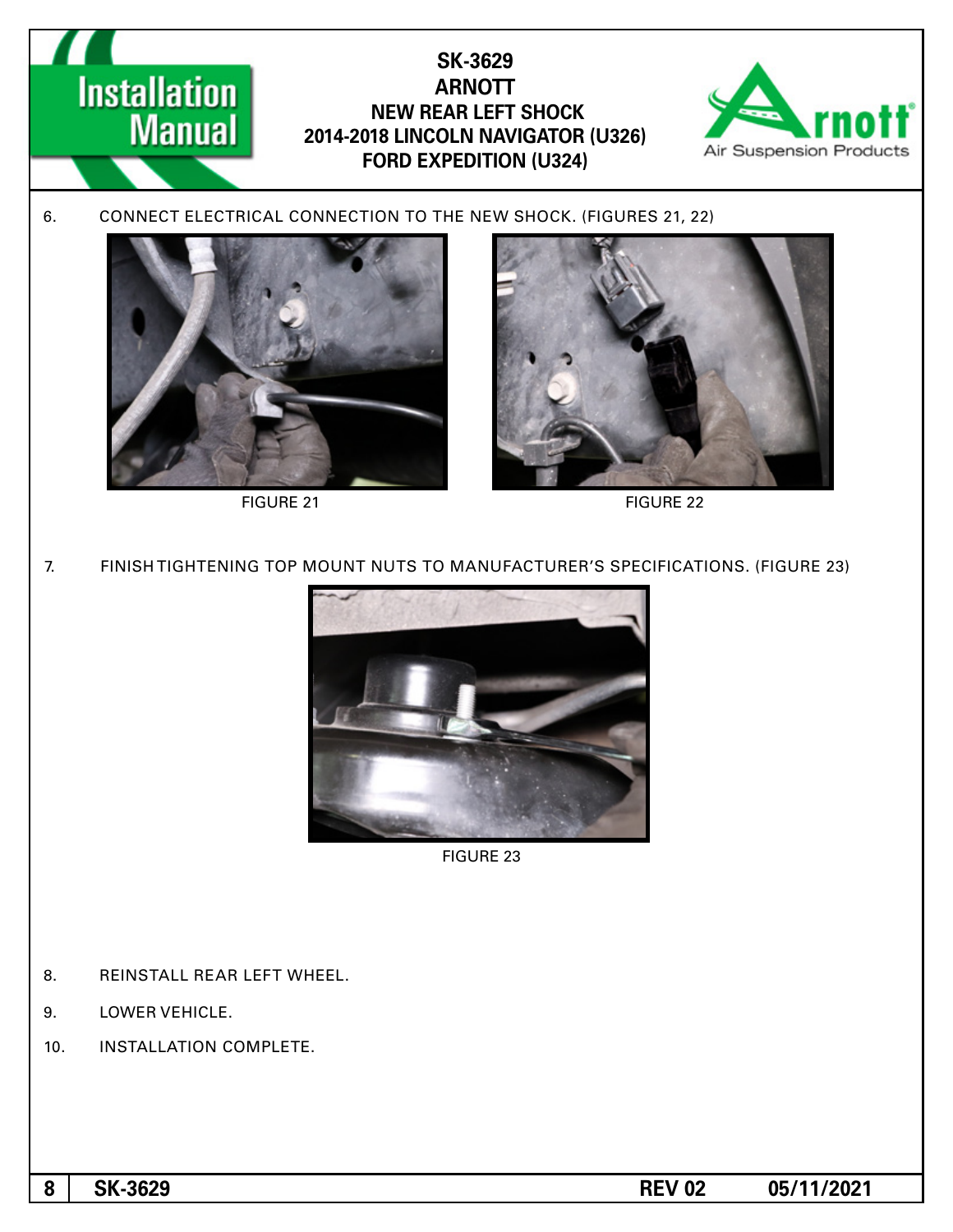6. CONNECT ELECTRICAL CONNECTION TO THE NEW SHOCK. (FIGURES 21, 22)

FIGURE 21

FIGURE 22

7. FINISH TIGHTENING TOP MOUNT NUTS TO MANUFACTURER'S SPECIFICATIONS. (FIGURE 23)

FIGURE 23

8. REINSTALL REAR LEFT WHEEL.

9. LOWER VEHICLE.

10. INSTALLATION COMPLETE.